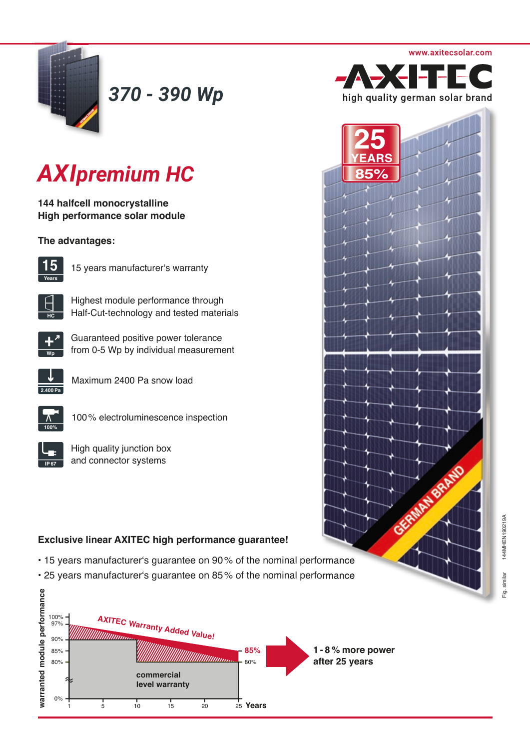www.axitecsolar.com

AXITEC

high quality german solar brand

# 370 - 390 Wp

# AXIpremium HC

**144 halfcell monocrystalline**
**High performance solar module**

25 YEARS 85%

**The advantages:**

- 15 years manufacturer's warranty
- Highest module performance through Half-Cut-technology and tested materials
- Guaranteed positive power tolerance from 0-5 Wp by individual measurement
- Maximum 2400 Pa snow load
- 100 % electroluminescence inspection
- High quality junction box and connector systems

GERMAN BRAND

**Exclusive linear AXITEC high performance guarantee!**

- 15 years manufacturer's guarantee on 90 % of the nominal performance
- 25 years manufacturer's guarantee on 85 % of the nominal performance

AXITEC Warranty Added Value!

warranted module performance: 100%, 97%, 90%, 85%, 80%, 0%

Years: 1, 5, 10, 15, 20, 25

85%

80%

commercial level warranty

**1 - 8 % more power after 25 years**

Fig. similar 144MHEN190219A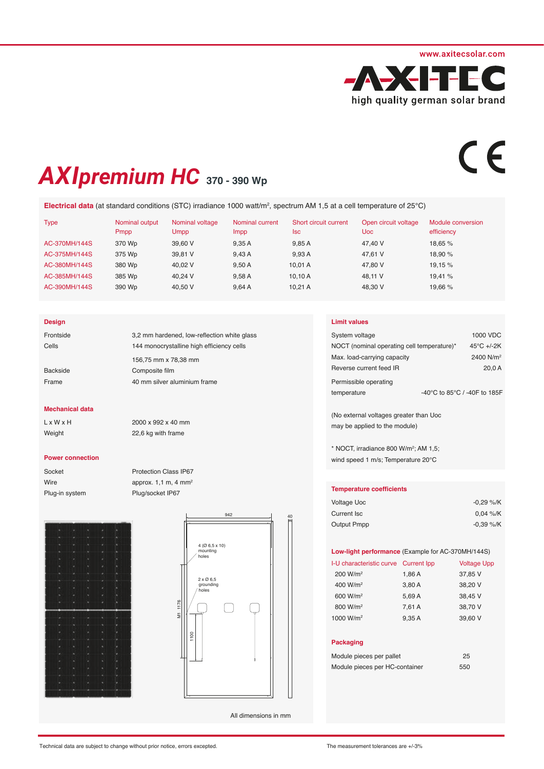www.axitecsolar.com

AXITEC
high quality german solar brand

# *AXIpremium HC* 370 - 390 Wp

**Electrical data** (at standard conditions (STC) irradiance 1000 watt/m², spectrum AM 1,5 at a cell temperature of 25°C)

| Type | Nominal output Pmpp | Nominal voltage Umpp | Nominal current Impp | Short circuit current Isc | Open circuit voltage Uoc | Module conversion efficiency |
|---|---|---|---|---|---|---|
| AC-370MH/144S | 370 Wp | 39,60 V | 9,35 A | 9,85 A | 47,40 V | 18,65 % |
| AC-375MH/144S | 375 Wp | 39,81 V | 9,43 A | 9,93 A | 47,61 V | 18,90 % |
| AC-380MH/144S | 380 Wp | 40,02 V | 9,50 A | 10,01 A | 47,80 V | 19,15 % |
| AC-385MH/144S | 385 Wp | 40,24 V | 9,58 A | 10,10 A | 48,11 V | 19,41 % |
| AC-390MH/144S | 390 Wp | 40,50 V | 9,64 A | 10,21 A | 48,30 V | 19,66 % |

**Design**

| | |
|---|---|
| Frontside | 3,2 mm hardened, low-reflection white glass |
| Cells | 144 monocrystalline high efficiency cells |
| | 156,75 mm x 78,38 mm |
| Backside | Composite film |
| Frame | 40 mm silver aluminium frame |

**Mechanical data**

| | |
|---|---|
| L x W x H | 2000 x 992 x 40 mm |
| Weight | 22,6 kg with frame |

**Power connection**

| | |
|---|---|
| Socket | Protection Class IP67 |
| Wire | approx. 1,1 m, 4 mm² |
| Plug-in system | Plug/socket IP67 |

942

40

4 (Ø 6,5 x 10) mounting holes

2 x Ø 6,5 grounding holes

M1 1176

1100

All dimensions in mm

**Limit values**

| | |
|---|---|
| System voltage | 1000 VDC |
| NOCT (nominal operating cell temperature)* | 45°C +/-2K |
| Max. load-carrying capacity | 2400 N/m² |
| Reverse current feed IR | 20,0 A |
| Permissible operating temperature | -40°C to 85°C / -40F to 185F |

(No external voltages greater than Uoc may be applied to the module)

\* NOCT, irradiance 800 W/m²; AM 1,5; wind speed 1 m/s; Temperature 20°C

**Temperature coefficients**

| | |
|---|---|
| Voltage Uoc | -0,29 %/K |
| Current Isc | 0,04 %/K |
| Output Pmpp | -0,39 %/K |

**Low-light performance** (Example for AC-370MH/144S)

| I-U characteristic curve | Current Ipp | Voltage Upp |
|---|---|---|
| 200 W/m² | 1,86 A | 37,85 V |
| 400 W/m² | 3,80 A | 38,20 V |
| 600 W/m² | 5,69 A | 38,45 V |
| 800 W/m² | 7,61 A | 38,70 V |
| 1000 W/m² | 9,35 A | 39,60 V |

**Packaging**

| | |
|---|---|
| Module pieces per pallet | 25 |
| Module pieces per HC-container | 550 |

Technical data are subject to change without prior notice, errors excepted.

The measurement tolerances are +/-3%